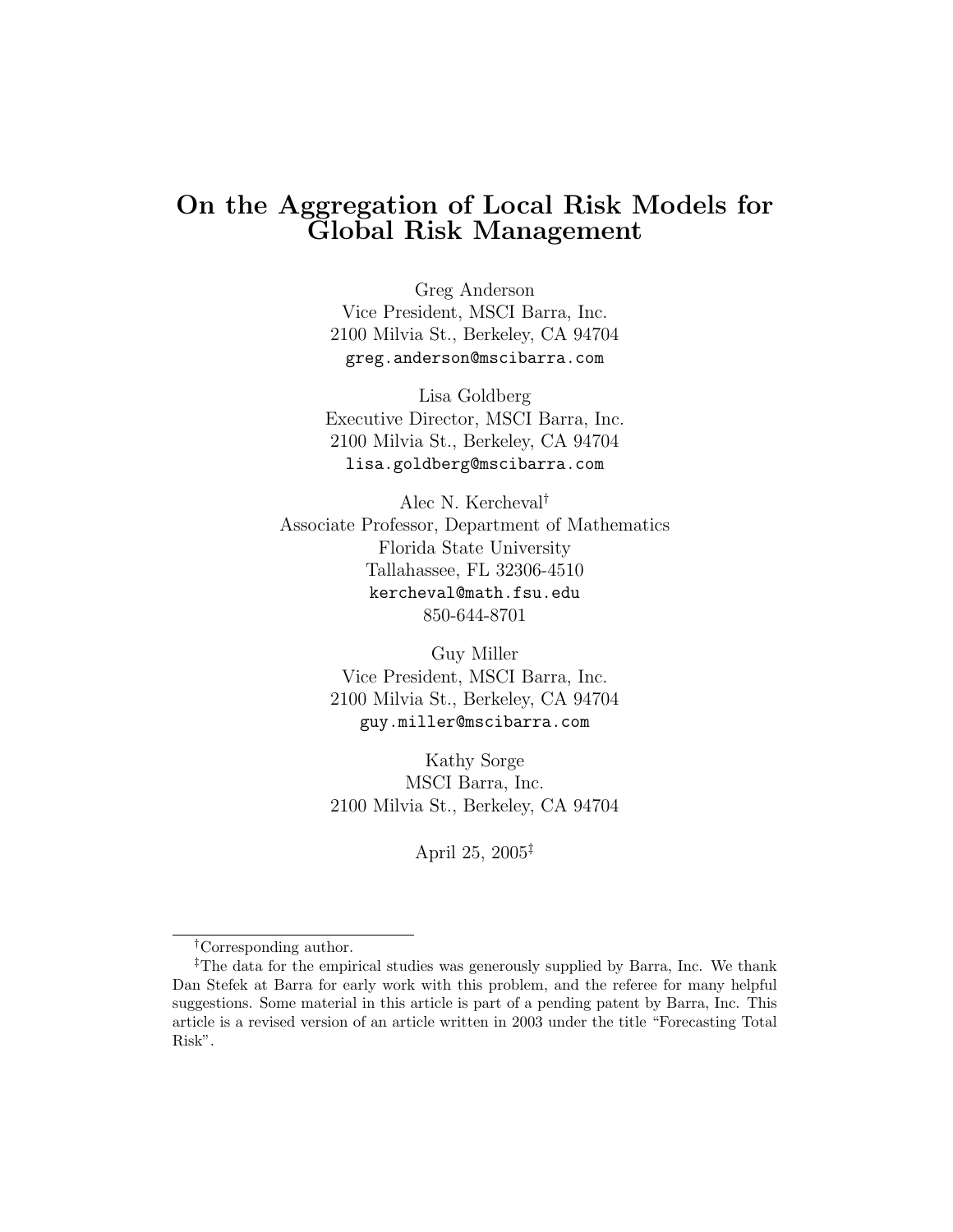# On the Aggregation of Local Risk Models for Global Risk Management

Greg Anderson
Vice President, MSCI Barra, Inc.
2100 Milvia St., Berkeley, CA 94704
greg.anderson@mscibarra.com

Lisa Goldberg
Executive Director, MSCI Barra, Inc.
2100 Milvia St., Berkeley, CA 94704
lisa.goldberg@mscibarra.com

Alec N. Kercheval[†]
Associate Professor, Department of Mathematics
Florida State University
Tallahassee, FL 32306-4510
kercheval@math.fsu.edu
850-644-8701

Guy Miller
Vice President, MSCI Barra, Inc.
2100 Milvia St., Berkeley, CA 94704
guy.miller@mscibarra.com

Kathy Sorge
MSCI Barra, Inc.
2100 Milvia St., Berkeley, CA 94704

April 25, 2005[‡]

---

[†]Corresponding author.

[‡]The data for the empirical studies was generously supplied by Barra, Inc. We thank Dan Stefek at Barra for early work with this problem, and the referee for many helpful suggestions. Some material in this article is part of a pending patent by Barra, Inc. This article is a revised version of an article written in 2003 under the title "Forecasting Total Risk".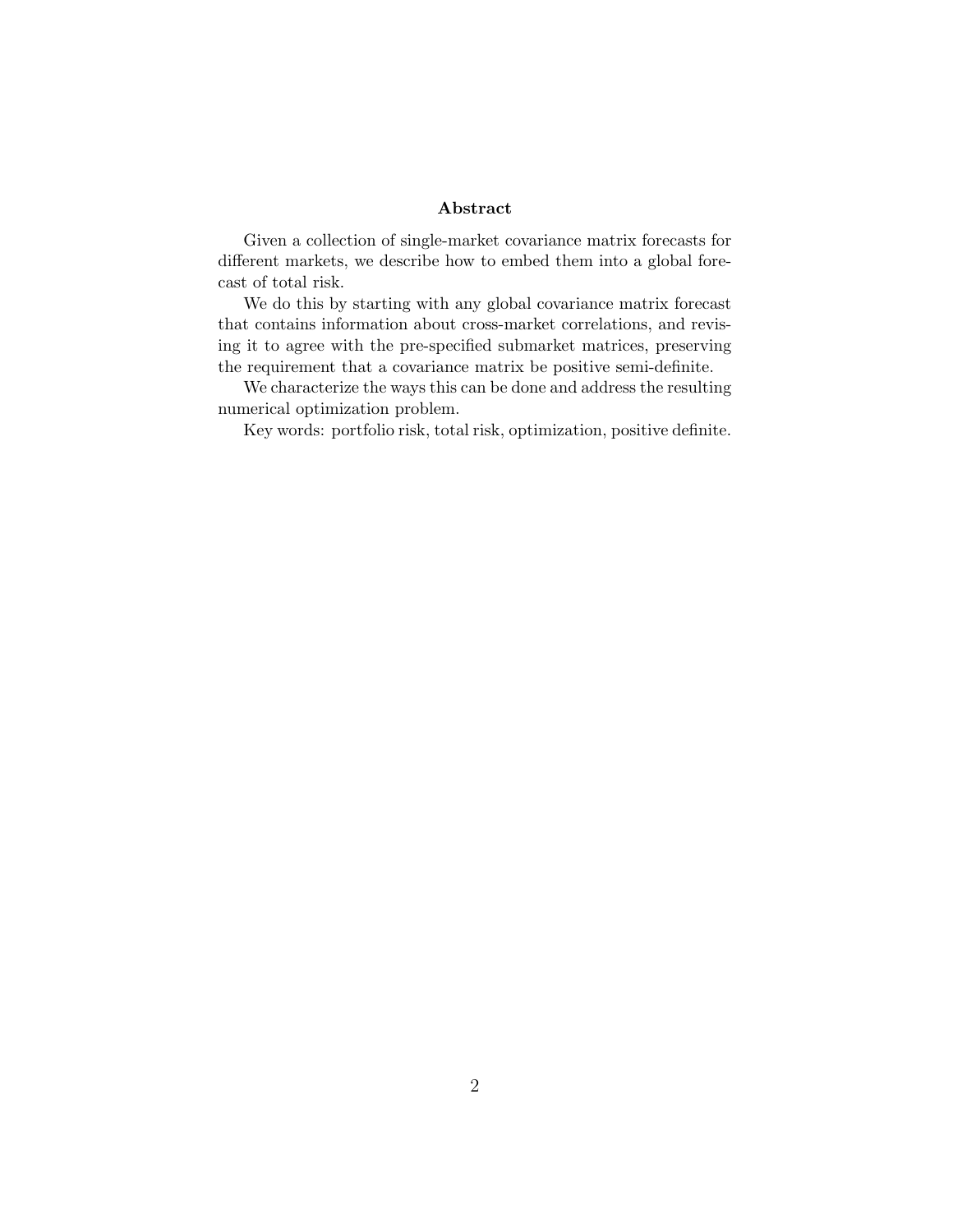## Abstract

Given a collection of single-market covariance matrix forecasts for different markets, we describe how to embed them into a global forecast of total risk.

We do this by starting with any global covariance matrix forecast that contains information about cross-market correlations, and revising it to agree with the pre-specified submarket matrices, preserving the requirement that a covariance matrix be positive semi-definite.

We characterize the ways this can be done and address the resulting numerical optimization problem.

Key words: portfolio risk, total risk, optimization, positive definite.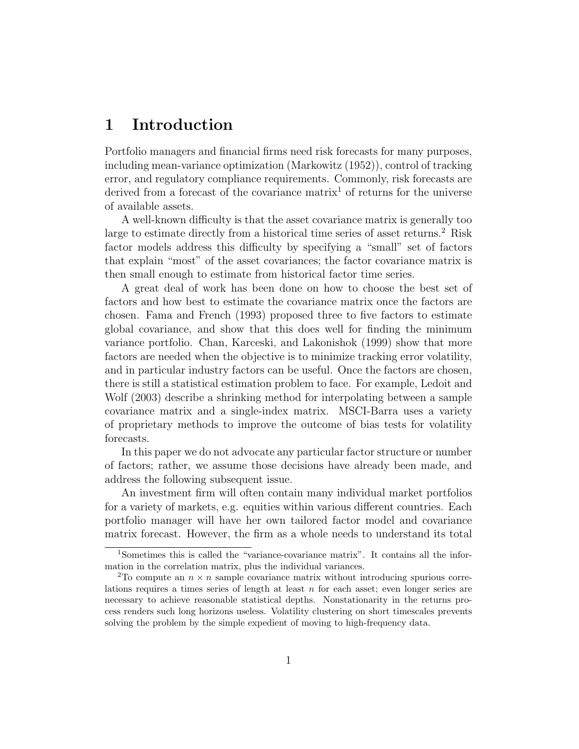# 1 Introduction

Portfolio managers and financial firms need risk forecasts for many purposes, including mean-variance optimization (Markowitz (1952)), control of tracking error, and regulatory compliance requirements. Commonly, risk forecasts are derived from a forecast of the covariance matrix[1] of returns for the universe of available assets.

A well-known difficulty is that the asset covariance matrix is generally too large to estimate directly from a historical time series of asset returns.[2] Risk factor models address this difficulty by specifying a "small" set of factors that explain "most" of the asset covariances; the factor covariance matrix is then small enough to estimate from historical factor time series.

A great deal of work has been done on how to choose the best set of factors and how best to estimate the covariance matrix once the factors are chosen. Fama and French (1993) proposed three to five factors to estimate global covariance, and show that this does well for finding the minimum variance portfolio. Chan, Karceski, and Lakonishok (1999) show that more factors are needed when the objective is to minimize tracking error volatility, and in particular industry factors can be useful. Once the factors are chosen, there is still a statistical estimation problem to face. For example, Ledoit and Wolf (2003) describe a shrinking method for interpolating between a sample covariance matrix and a single-index matrix. MSCI-Barra uses a variety of proprietary methods to improve the outcome of bias tests for volatility forecasts.

In this paper we do not advocate any particular factor structure or number of factors; rather, we assume those decisions have already been made, and address the following subsequent issue.

An investment firm will often contain many individual market portfolios for a variety of markets, e.g. equities within various different countries. Each portfolio manager will have her own tailored factor model and covariance matrix forecast. However, the firm as a whole needs to understand its total

[1] Sometimes this is called the "variance-covariance matrix". It contains all the information in the correlation matrix, plus the individual variances.

[2] To compute an $n \times n$ sample covariance matrix without introducing spurious correlations requires a times series of length at least $n$ for each asset; even longer series are necessary to achieve reasonable statistical depths. Nonstationarity in the returns process renders such long horizons useless. Volatility clustering on short timescales prevents solving the problem by the simple expedient of moving to high-frequency data.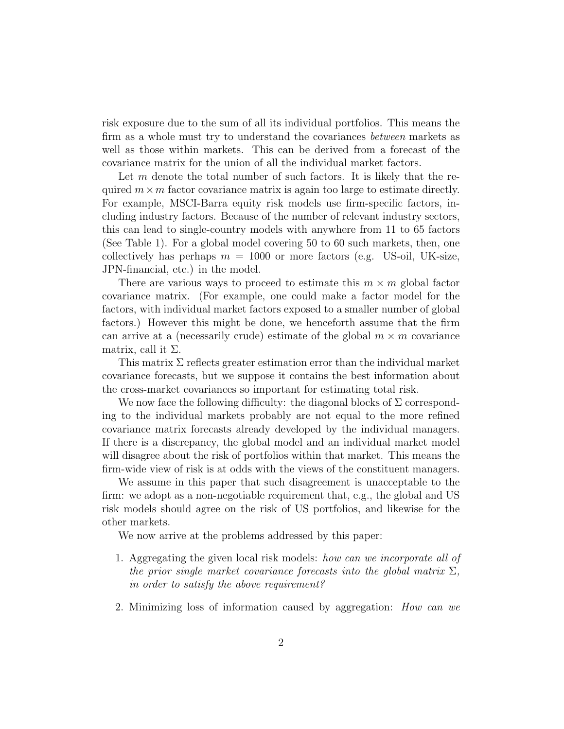risk exposure due to the sum of all its individual portfolios. This means the firm as a whole must try to understand the covariances *between* markets as well as those within markets. This can be derived from a forecast of the covariance matrix for the union of all the individual market factors.

Let $m$ denote the total number of such factors. It is likely that the required $m \times m$ factor covariance matrix is again too large to estimate directly. For example, MSCI-Barra equity risk models use firm-specific factors, including industry factors. Because of the number of relevant industry sectors, this can lead to single-country models with anywhere from 11 to 65 factors (See Table 1). For a global model covering 50 to 60 such markets, then, one collectively has perhaps $m = 1000$ or more factors (e.g. US-oil, UK-size, JPN-financial, etc.) in the model.

There are various ways to proceed to estimate this $m \times m$ global factor covariance matrix. (For example, one could make a factor model for the factors, with individual market factors exposed to a smaller number of global factors.) However this might be done, we henceforth assume that the firm can arrive at a (necessarily crude) estimate of the global $m \times m$ covariance matrix, call it $\Sigma$.

This matrix $\Sigma$ reflects greater estimation error than the individual market covariance forecasts, but we suppose it contains the best information about the cross-market covariances so important for estimating total risk.

We now face the following difficulty: the diagonal blocks of $\Sigma$ corresponding to the individual markets probably are not equal to the more refined covariance matrix forecasts already developed by the individual managers. If there is a discrepancy, the global model and an individual market model will disagree about the risk of portfolios within that market. This means the firm-wide view of risk is at odds with the views of the constituent managers.

We assume in this paper that such disagreement is unacceptable to the firm: we adopt as a non-negotiable requirement that, e.g., the global and US risk models should agree on the risk of US portfolios, and likewise for the other markets.

We now arrive at the problems addressed by this paper:

1. Aggregating the given local risk models: *how can we incorporate all of the prior single market covariance forecasts into the global matrix $\Sigma$, in order to satisfy the above requirement?*

2. Minimizing loss of information caused by aggregation: *How can we*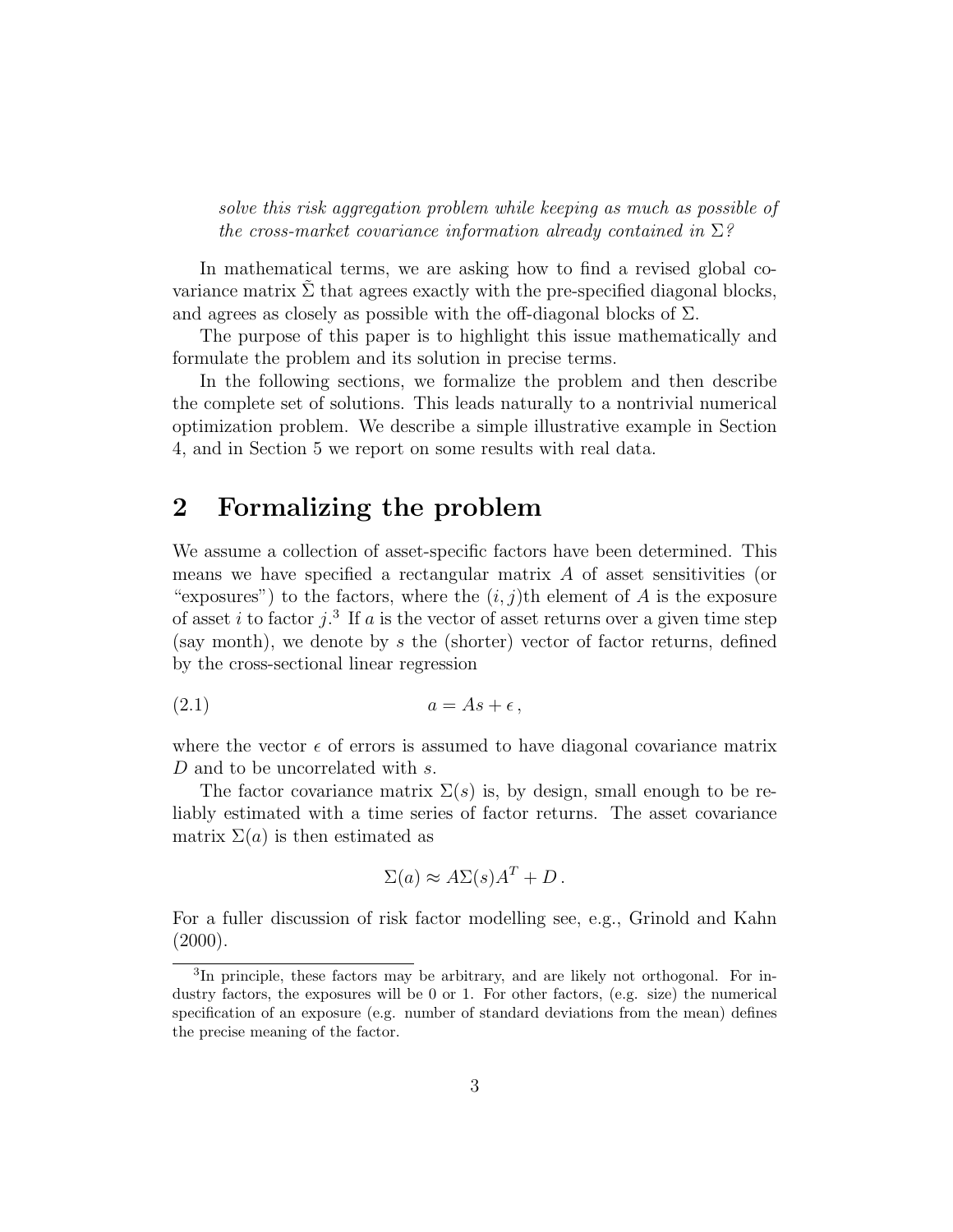*solve this risk aggregation problem while keeping as much as possible of the cross-market covariance information already contained in $\Sigma$?*

In mathematical terms, we are asking how to find a revised global covariance matrix $\tilde{\Sigma}$ that agrees exactly with the pre-specified diagonal blocks, and agrees as closely as possible with the off-diagonal blocks of $\Sigma$.

The purpose of this paper is to highlight this issue mathematically and formulate the problem and its solution in precise terms.

In the following sections, we formalize the problem and then describe the complete set of solutions. This leads naturally to a nontrivial numerical optimization problem. We describe a simple illustrative example in Section 4, and in Section 5 we report on some results with real data.

## 2 Formalizing the problem

We assume a collection of asset-specific factors have been determined. This means we have specified a rectangular matrix $A$ of asset sensitivities (or "exposures") to the factors, where the $(i, j)$th element of $A$ is the exposure of asset $i$ to factor $j$.[3] If $a$ is the vector of asset returns over a given time step (say month), we denote by $s$ the (shorter) vector of factor returns, defined by the cross-sectional linear regression

$$a = As + \epsilon \,, \tag{2.1}$$

where the vector $\epsilon$ of errors is assumed to have diagonal covariance matrix $D$ and to be uncorrelated with $s$.

The factor covariance matrix $\Sigma(s)$ is, by design, small enough to be reliably estimated with a time series of factor returns. The asset covariance matrix $\Sigma(a)$ is then estimated as

$$\Sigma(a) \approx A\Sigma(s)A^T + D \,.$$

For a fuller discussion of risk factor modelling see, e.g., Grinold and Kahn (2000).

[3] In principle, these factors may be arbitrary, and are likely not orthogonal. For industry factors, the exposures will be 0 or 1. For other factors, (e.g. size) the numerical specification of an exposure (e.g. number of standard deviations from the mean) defines the precise meaning of the factor.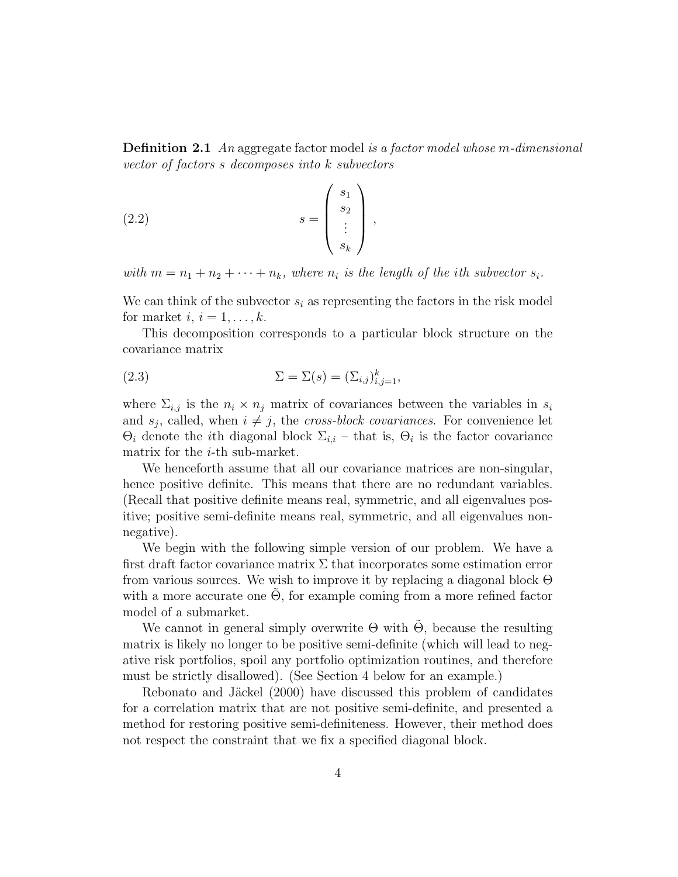**Definition 2.1** *An* aggregate factor model *is a factor model whose m-dimensional vector of factors s decomposes into k subvectors*

$$s = \begin{pmatrix} s_1 \\ s_2 \\ \vdots \\ s_k \end{pmatrix}, \tag{2.2}$$

*with $m = n_1 + n_2 + \cdots + n_k$, where $n_i$ is the length of the ith subvector $s_i$.*

We can think of the subvector $s_i$ as representing the factors in the risk model for market $i$, $i = 1, \ldots, k$.

This decomposition corresponds to a particular block structure on the covariance matrix

$$\Sigma = \Sigma(s) = (\Sigma_{i,j})_{i,j=1}^{k}, \tag{2.3}$$

where $\Sigma_{i,j}$ is the $n_i \times n_j$ matrix of covariances between the variables in $s_i$ and $s_j$, called, when $i \neq j$, the *cross-block covariances*. For convenience let $\Theta_i$ denote the $i$th diagonal block $\Sigma_{i,i}$ – that is, $\Theta_i$ is the factor covariance matrix for the $i$-th sub-market.

We henceforth assume that all our covariance matrices are non-singular, hence positive definite. This means that there are no redundant variables. (Recall that positive definite means real, symmetric, and all eigenvalues positive; positive semi-definite means real, symmetric, and all eigenvalues non-negative).

We begin with the following simple version of our problem. We have a first draft factor covariance matrix $\Sigma$ that incorporates some estimation error from various sources. We wish to improve it by replacing a diagonal block $\Theta$ with a more accurate one $\tilde{\Theta}$, for example coming from a more refined factor model of a submarket.

We cannot in general simply overwrite $\Theta$ with $\tilde{\Theta}$, because the resulting matrix is likely no longer to be positive semi-definite (which will lead to negative risk portfolios, spoil any portfolio optimization routines, and therefore must be strictly disallowed). (See Section 4 below for an example.)

Rebonato and Jäckel (2000) have discussed this problem of candidates for a correlation matrix that are not positive semi-definite, and presented a method for restoring positive semi-definiteness. However, their method does not respect the constraint that we fix a specified diagonal block.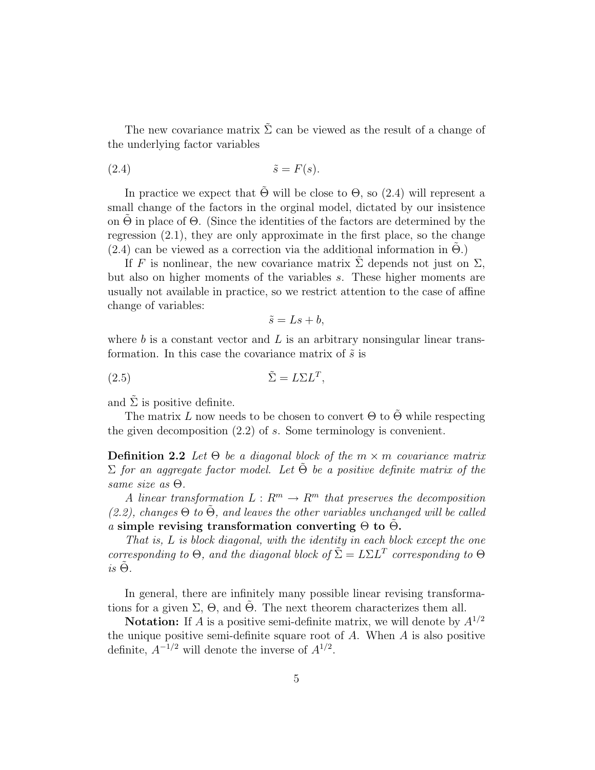The new covariance matrix $\tilde{\Sigma}$ can be viewed as the result of a change of the underlying factor variables

$$\tilde{s} = F(s). \tag{2.4}$$

In practice we expect that $\tilde{\Theta}$ will be close to $\Theta$, so (2.4) will represent a small change of the factors in the orginal model, dictated by our insistence on $\tilde{\Theta}$ in place of $\Theta$. (Since the identities of the factors are determined by the regression (2.1), they are only approximate in the first place, so the change (2.4) can be viewed as a correction via the additional information in $\tilde{\Theta}$.)

If $F$ is nonlinear, the new covariance matrix $\tilde{\Sigma}$ depends not just on $\Sigma$, but also on higher moments of the variables $s$. These higher moments are usually not available in practice, so we restrict attention to the case of affine change of variables:

$$\tilde{s} = Ls + b,$$

where $b$ is a constant vector and $L$ is an arbitrary nonsingular linear transformation. In this case the covariance matrix of $\tilde{s}$ is

$$\tilde{\Sigma} = L\Sigma L^T, \tag{2.5}$$

and $\tilde{\Sigma}$ is positive definite.

The matrix $L$ now needs to be chosen to convert $\Theta$ to $\tilde{\Theta}$ while respecting the given decomposition (2.2) of $s$. Some terminology is convenient.

**Definition 2.2** *Let $\Theta$ be a diagonal block of the $m \times m$ covariance matrix $\Sigma$ for an aggregate factor model. Let $\tilde{\Theta}$ be a positive definite matrix of the same size as $\Theta$.*

*A linear transformation $L : R^m \to R^m$ that preserves the decomposition (2.2), changes $\Theta$ to $\tilde{\Theta}$, and leaves the other variables unchanged will be called a* **simple revising transformation converting $\Theta$ to $\tilde{\Theta}$.**

*That is, $L$ is block diagonal, with the identity in each block except the one corresponding to $\Theta$, and the diagonal block of $\tilde{\Sigma} = L\Sigma L^T$ corresponding to $\Theta$ is $\tilde{\Theta}$.*

In general, there are infinitely many possible linear revising transformations for a given $\Sigma$, $\Theta$, and $\tilde{\Theta}$. The next theorem characterizes them all.

**Notation:** If $A$ is a positive semi-definite matrix, we will denote by $A^{1/2}$ the unique positive semi-definite square root of $A$. When $A$ is also positive definite, $A^{-1/2}$ will denote the inverse of $A^{1/2}$.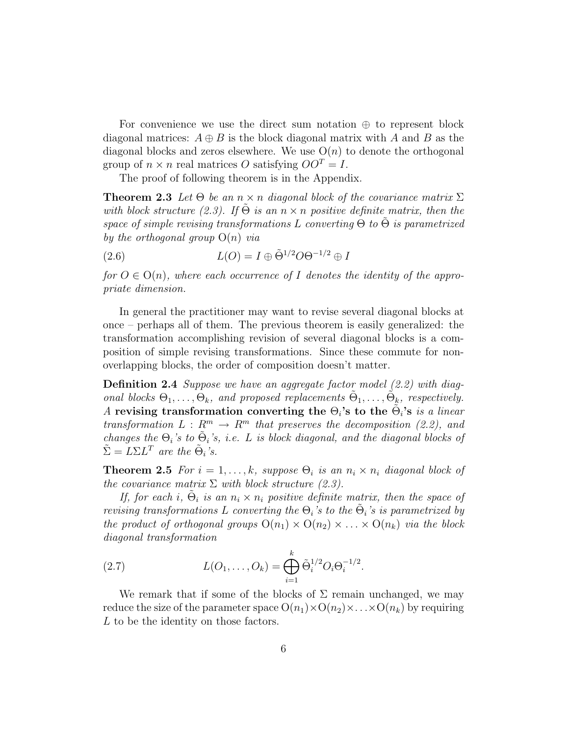For convenience we use the direct sum notation $\oplus$ to represent block diagonal matrices: $A \oplus B$ is the block diagonal matrix with $A$ and $B$ as the diagonal blocks and zeros elsewhere. We use $\mathrm{O}(n)$ to denote the orthogonal group of $n \times n$ real matrices $O$ satisfying $OO^T = I$.

The proof of following theorem is in the Appendix.

**Theorem 2.3** *Let $\Theta$ be an $n \times n$ diagonal block of the covariance matrix $\Sigma$ with block structure (2.3). If $\tilde{\Theta}$ is an $n \times n$ positive definite matrix, then the space of simple revising transformations $L$ converting $\Theta$ to $\tilde{\Theta}$ is parametrized by the orthogonal group $\mathrm{O}(n)$ via*

$$L(O) = I \oplus \tilde{\Theta}^{1/2} O \Theta^{-1/2} \oplus I \tag{2.6}$$

*for $O \in \mathrm{O}(n)$, where each occurrence of $I$ denotes the identity of the appropriate dimension.*

In general the practitioner may want to revise several diagonal blocks at once – perhaps all of them. The previous theorem is easily generalized: the transformation accomplishing revision of several diagonal blocks is a composition of simple revising transformations. Since these commute for non-overlapping blocks, the order of composition doesn't matter.

**Definition 2.4** *Suppose we have an aggregate factor model (2.2) with diagonal blocks $\Theta_1, \ldots, \Theta_k$, and proposed replacements $\tilde{\Theta}_1, \ldots, \tilde{\Theta}_k$, respectively. A* **revising transformation converting the $\Theta_i$'s to the $\tilde{\Theta}_i$'s** *is a linear transformation $L : R^m \to R^m$ that preserves the decomposition (2.2), and changes the $\Theta_i$'s to $\tilde{\Theta}_i$'s, i.e. $L$ is block diagonal, and the diagonal blocks of $\tilde{\Sigma} = L \Sigma L^T$ are the $\tilde{\Theta}_i$'s.*

**Theorem 2.5** *For $i = 1, \ldots, k$, suppose $\Theta_i$ is an $n_i \times n_i$ diagonal block of the covariance matrix $\Sigma$ with block structure (2.3).*

*If, for each $i$, $\tilde{\Theta}_i$ is an $n_i \times n_i$ positive definite matrix, then the space of revising transformations $L$ converting the $\Theta_i$'s to the $\tilde{\Theta}_i$'s is parametrized by the product of orthogonal groups $\mathrm{O}(n_1) \times \mathrm{O}(n_2) \times \ldots \times \mathrm{O}(n_k)$ via the block diagonal transformation*

$$L(O_1, \ldots, O_k) = \bigoplus_{i=1}^{k} \tilde{\Theta}_i^{1/2} O_i \Theta_i^{-1/2}. \tag{2.7}$$

We remark that if some of the blocks of $\Sigma$ remain unchanged, we may reduce the size of the parameter space $\mathrm{O}(n_1) \times \mathrm{O}(n_2) \times \ldots \times \mathrm{O}(n_k)$ by requiring $L$ to be the identity on those factors.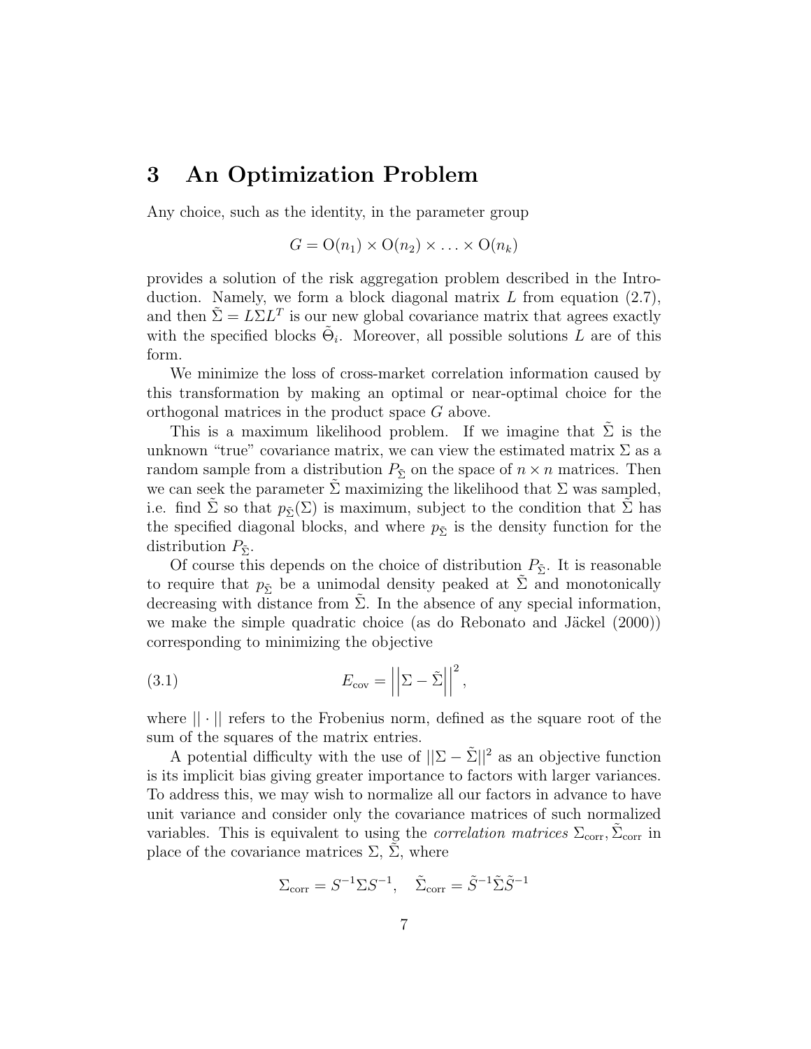# 3 An Optimization Problem

Any choice, such as the identity, in the parameter group

$$G = \mathrm{O}(n_1) \times \mathrm{O}(n_2) \times \ldots \times \mathrm{O}(n_k)$$

provides a solution of the risk aggregation problem described in the Introduction. Namely, we form a block diagonal matrix $L$ from equation (2.7), and then $\tilde{\Sigma} = L\Sigma L^T$ is our new global covariance matrix that agrees exactly with the specified blocks $\tilde{\Theta}_i$. Moreover, all possible solutions $L$ are of this form.

We minimize the loss of cross-market correlation information caused by this transformation by making an optimal or near-optimal choice for the orthogonal matrices in the product space $G$ above.

This is a maximum likelihood problem. If we imagine that $\tilde{\Sigma}$ is the unknown "true" covariance matrix, we can view the estimated matrix $\Sigma$ as a random sample from a distribution $P_{\tilde{\Sigma}}$ on the space of $n \times n$ matrices. Then we can seek the parameter $\tilde{\Sigma}$ maximizing the likelihood that $\Sigma$ was sampled, i.e. find $\tilde{\Sigma}$ so that $p_{\tilde{\Sigma}}(\Sigma)$ is maximum, subject to the condition that $\tilde{\Sigma}$ has the specified diagonal blocks, and where $p_{\tilde{\Sigma}}$ is the density function for the distribution $P_{\tilde{\Sigma}}$.

Of course this depends on the choice of distribution $P_{\tilde{\Sigma}}$. It is reasonable to require that $p_{\tilde{\Sigma}}$ be a unimodal density peaked at $\tilde{\Sigma}$ and monotonically decreasing with distance from $\tilde{\Sigma}$. In the absence of any special information, we make the simple quadratic choice (as do Rebonato and Jäckel (2000)) corresponding to minimizing the objective

$$E_{\mathrm{cov}} = \left|\left|\Sigma - \tilde{\Sigma}\right|\right|^2, \tag{3.1}$$

where $||\cdot||$ refers to the Frobenius norm, defined as the square root of the sum of the squares of the matrix entries.

A potential difficulty with the use of $||\Sigma - \tilde{\Sigma}||^2$ as an objective function is its implicit bias giving greater importance to factors with larger variances. To address this, we may wish to normalize all our factors in advance to have unit variance and consider only the covariance matrices of such normalized variables. This is equivalent to using the *correlation matrices* $\Sigma_{\mathrm{corr}}, \tilde{\Sigma}_{\mathrm{corr}}$ in place of the covariance matrices $\Sigma$, $\tilde{\Sigma}$, where

$$\Sigma_{\mathrm{corr}} = S^{-1}\Sigma S^{-1}, \quad \tilde{\Sigma}_{\mathrm{corr}} = \tilde{S}^{-1}\tilde{\Sigma}\tilde{S}^{-1}$$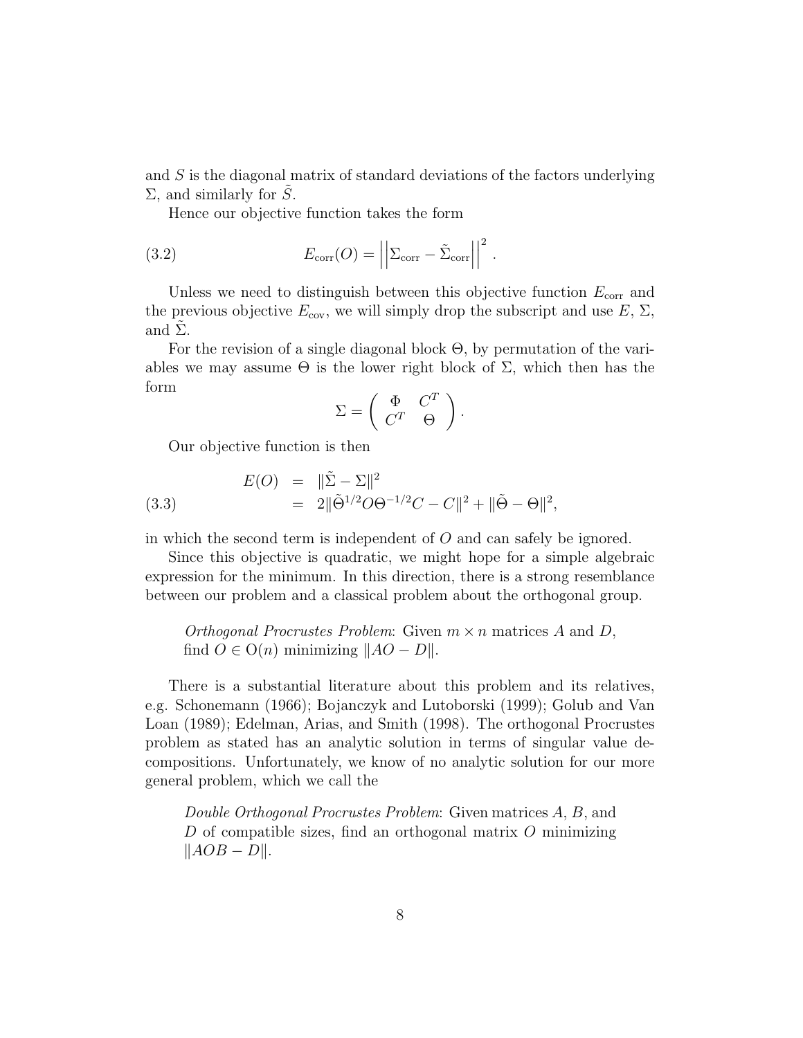and $S$ is the diagonal matrix of standard deviations of the factors underlying $\Sigma$, and similarly for $\tilde{S}$.

Hence our objective function takes the form

$$E_{\text{corr}}(O) = \left|\left|\Sigma_{\text{corr}} - \tilde{\Sigma}_{\text{corr}}\right|\right|^2. \tag{3.2}$$

Unless we need to distinguish between this objective function $E_{\text{corr}}$ and the previous objective $E_{\text{cov}}$, we will simply drop the subscript and use $E$, $\Sigma$, and $\tilde{\Sigma}$.

For the revision of a single diagonal block $\Theta$, by permutation of the variables we may assume $\Theta$ is the lower right block of $\Sigma$, which then has the form

$$\Sigma = \begin{pmatrix} \Phi & C^T \\ C^T & \Theta \end{pmatrix}.$$

Our objective function is then

$$\begin{aligned} E(O) &= \|\tilde{\Sigma} - \Sigma\|^2 \\ &= 2\|\tilde{\Theta}^{1/2} O \Theta^{-1/2} C - C\|^2 + \|\tilde{\Theta} - \Theta\|^2, \end{aligned} \tag{3.3}$$

in which the second term is independent of $O$ and can safely be ignored.

Since this objective is quadratic, we might hope for a simple algebraic expression for the minimum. In this direction, there is a strong resemblance between our problem and a classical problem about the orthogonal group.

> *Orthogonal Procrustes Problem*: Given $m \times n$ matrices $A$ and $D$, find $O \in \mathrm{O}(n)$ minimizing $\|AO - D\|$.

There is a substantial literature about this problem and its relatives, e.g. Schonemann (1966); Bojanczyk and Lutoborski (1999); Golub and Van Loan (1989); Edelman, Arias, and Smith (1998). The orthogonal Procrustes problem as stated has an analytic solution in terms of singular value decompositions. Unfortunately, we know of no analytic solution for our more general problem, which we call the

> *Double Orthogonal Procrustes Problem*: Given matrices $A$, $B$, and $D$ of compatible sizes, find an orthogonal matrix $O$ minimizing $\|AOB - D\|$.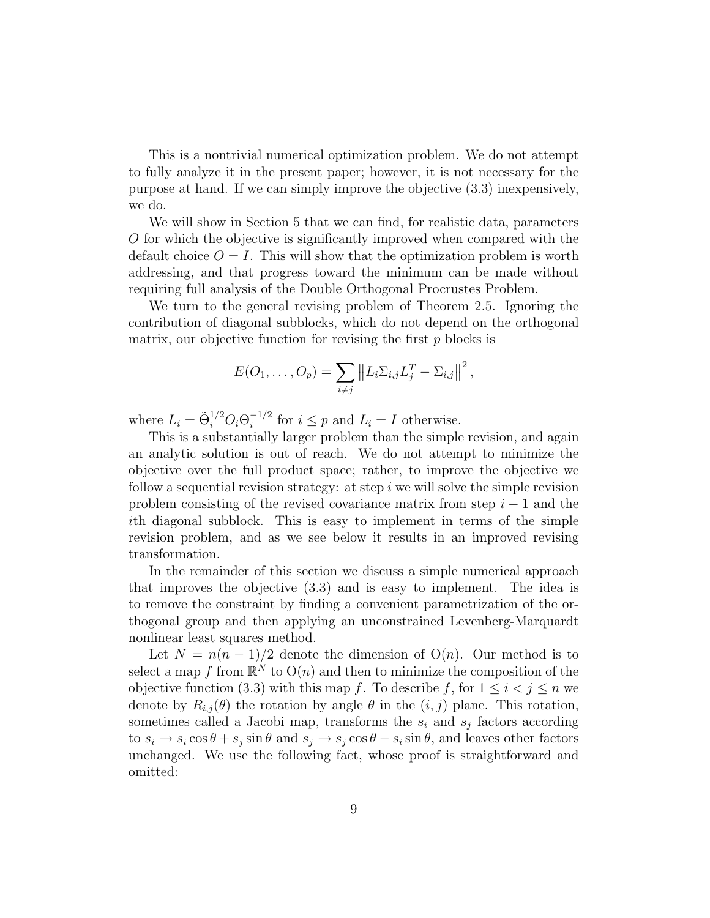This is a nontrivial numerical optimization problem. We do not attempt to fully analyze it in the present paper; however, it is not necessary for the purpose at hand. If we can simply improve the objective (3.3) inexpensively, we do.

We will show in Section 5 that we can find, for realistic data, parameters $O$ for which the objective is significantly improved when compared with the default choice $O = I$. This will show that the optimization problem is worth addressing, and that progress toward the minimum can be made without requiring full analysis of the Double Orthogonal Procrustes Problem.

We turn to the general revising problem of Theorem 2.5. Ignoring the contribution of diagonal subblocks, which do not depend on the orthogonal matrix, our objective function for revising the first $p$ blocks is

$$E(O_1, \ldots, O_p) = \sum_{i \neq j} \left\| L_i \Sigma_{i,j} L_j^T - \Sigma_{i,j} \right\|^2,$$

where $L_i = \tilde{\Theta}_i^{1/2} O_i \Theta_i^{-1/2}$ for $i \leq p$ and $L_i = I$ otherwise.

This is a substantially larger problem than the simple revision, and again an analytic solution is out of reach. We do not attempt to minimize the objective over the full product space; rather, to improve the objective we follow a sequential revision strategy: at step $i$ we will solve the simple revision problem consisting of the revised covariance matrix from step $i-1$ and the $i$th diagonal subblock. This is easy to implement in terms of the simple revision problem, and as we see below it results in an improved revising transformation.

In the remainder of this section we discuss a simple numerical approach that improves the objective (3.3) and is easy to implement. The idea is to remove the constraint by finding a convenient parametrization of the orthogonal group and then applying an unconstrained Levenberg-Marquardt nonlinear least squares method.

Let $N = n(n-1)/2$ denote the dimension of $\mathrm{O}(n)$. Our method is to select a map $f$ from $\mathbb{R}^N$ to $\mathrm{O}(n)$ and then to minimize the composition of the objective function (3.3) with this map $f$. To describe $f$, for $1 \leq i < j \leq n$ we denote by $R_{i,j}(\theta)$ the rotation by angle $\theta$ in the $(i, j)$ plane. This rotation, sometimes called a Jacobi map, transforms the $s_i$ and $s_j$ factors according to $s_i \to s_i \cos\theta + s_j \sin\theta$ and $s_j \to s_j \cos\theta - s_i \sin\theta$, and leaves other factors unchanged. We use the following fact, whose proof is straightforward and omitted: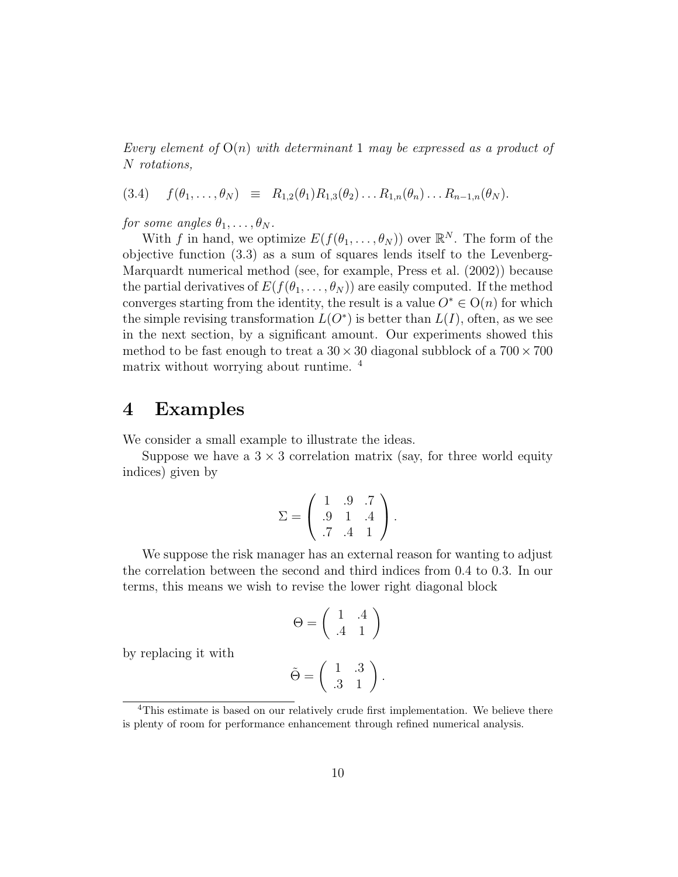*Every element of* $\mathrm{O}(n)$ *with determinant* 1 *may be expressed as a product of* $N$ *rotations,*

$$(3.4) \quad f(\theta_1, \ldots, \theta_N) \equiv R_{1,2}(\theta_1) R_{1,3}(\theta_2) \ldots R_{1,n}(\theta_n) \ldots R_{n-1,n}(\theta_N).$$

*for some angles* $\theta_1, \ldots, \theta_N$.

With $f$ in hand, we optimize $E(f(\theta_1, \ldots, \theta_N))$ over $\mathbb{R}^N$. The form of the objective function (3.3) as a sum of squares lends itself to the Levenberg-Marquardt numerical method (see, for example, Press et al. (2002)) because the partial derivatives of $E(f(\theta_1, \ldots, \theta_N))$ are easily computed. If the method converges starting from the identity, the result is a value $O^* \in \mathrm{O}(n)$ for which the simple revising transformation $L(O^*)$ is better than $L(I)$, often, as we see in the next section, by a significant amount. Our experiments showed this method to be fast enough to treat a $30 \times 30$ diagonal subblock of a $700 \times 700$ matrix without worrying about runtime. [4]

# 4 Examples

We consider a small example to illustrate the ideas.

Suppose we have a $3 \times 3$ correlation matrix (say, for three world equity indices) given by

$$\Sigma = \begin{pmatrix} 1 & .9 & .7 \\ .9 & 1 & .4 \\ .7 & .4 & 1 \end{pmatrix}.$$

We suppose the risk manager has an external reason for wanting to adjust the correlation between the second and third indices from 0.4 to 0.3. In our terms, this means we wish to revise the lower right diagonal block

$$\Theta = \begin{pmatrix} 1 & .4 \\ .4 & 1 \end{pmatrix}$$

by replacing it with

$$\tilde{\Theta} = \begin{pmatrix} 1 & .3 \\ .3 & 1 \end{pmatrix}.$$

[4] This estimate is based on our relatively crude first implementation. We believe there is plenty of room for performance enhancement through refined numerical analysis.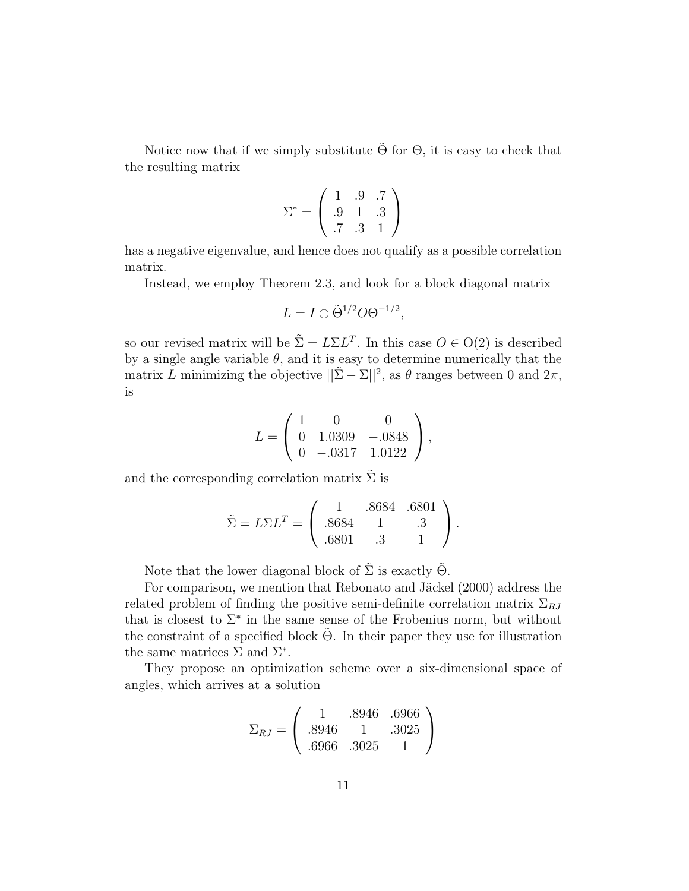Notice now that if we simply substitute $\tilde{\Theta}$ for $\Theta$, it is easy to check that the resulting matrix

$$\Sigma^* = \begin{pmatrix} 1 & .9 & .7 \\ .9 & 1 & .3 \\ .7 & .3 & 1 \end{pmatrix}$$

has a negative eigenvalue, and hence does not qualify as a possible correlation matrix.

Instead, we employ Theorem 2.3, and look for a block diagonal matrix

$$L = I \oplus \tilde{\Theta}^{1/2} O \Theta^{-1/2},$$

so our revised matrix will be $\tilde{\Sigma} = L \Sigma L^T$. In this case $O \in \mathrm{O}(2)$ is described by a single angle variable $\theta$, and it is easy to determine numerically that the matrix $L$ minimizing the objective $||\tilde{\Sigma} - \Sigma||^2$, as $\theta$ ranges between 0 and $2\pi$, is

$$L = \begin{pmatrix} 1 & 0 & 0 \\ 0 & 1.0309 & -.0848 \\ 0 & -.0317 & 1.0122 \end{pmatrix},$$

and the corresponding correlation matrix $\tilde{\Sigma}$ is

$$\tilde{\Sigma} = L \Sigma L^T = \begin{pmatrix} 1 & .8684 & .6801 \\ .8684 & 1 & .3 \\ .6801 & .3 & 1 \end{pmatrix}.$$

Note that the lower diagonal block of $\tilde{\Sigma}$ is exactly $\tilde{\Theta}$.

For comparison, we mention that Rebonato and Jäckel (2000) address the related problem of finding the positive semi-definite correlation matrix $\Sigma_{RJ}$ that is closest to $\Sigma^*$ in the same sense of the Frobenius norm, but without the constraint of a specified block $\tilde{\Theta}$. In their paper they use for illustration the same matrices $\Sigma$ and $\Sigma^*$.

They propose an optimization scheme over a six-dimensional space of angles, which arrives at a solution

$$\Sigma_{RJ} = \begin{pmatrix} 1 & .8946 & .6966 \\ .8946 & 1 & .3025 \\ .6966 & .3025 & 1 \end{pmatrix}$$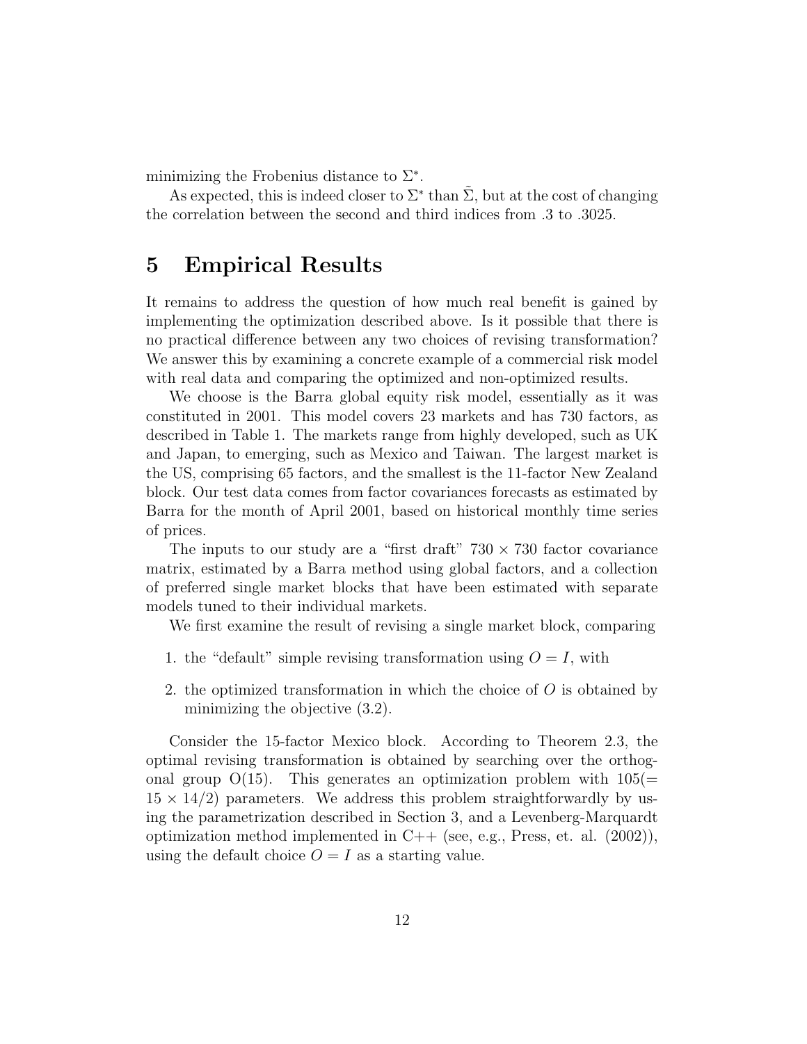minimizing the Frobenius distance to $\Sigma^*$.

As expected, this is indeed closer to $\Sigma^*$ than $\tilde{\Sigma}$, but at the cost of changing the correlation between the second and third indices from .3 to .3025.

# 5 Empirical Results

It remains to address the question of how much real benefit is gained by implementing the optimization described above. Is it possible that there is no practical difference between any two choices of revising transformation? We answer this by examining a concrete example of a commercial risk model with real data and comparing the optimized and non-optimized results.

We choose is the Barra global equity risk model, essentially as it was constituted in 2001. This model covers 23 markets and has 730 factors, as described in Table 1. The markets range from highly developed, such as UK and Japan, to emerging, such as Mexico and Taiwan. The largest market is the US, comprising 65 factors, and the smallest is the 11-factor New Zealand block. Our test data comes from factor covariances forecasts as estimated by Barra for the month of April 2001, based on historical monthly time series of prices.

The inputs to our study are a "first draft" $730 \times 730$ factor covariance matrix, estimated by a Barra method using global factors, and a collection of preferred single market blocks that have been estimated with separate models tuned to their individual markets.

We first examine the result of revising a single market block, comparing

1. the "default" simple revising transformation using $O = I$, with
2. the optimized transformation in which the choice of $O$ is obtained by minimizing the objective (3.2).

Consider the 15-factor Mexico block. According to Theorem 2.3, the optimal revising transformation is obtained by searching over the orthogonal group O(15). This generates an optimization problem with $105 (= 15 \times 14/2)$ parameters. We address this problem straightforwardly by using the parametrization described in Section 3, and a Levenberg-Marquardt optimization method implemented in C++ (see, e.g., Press, et. al. (2002)), using the default choice $O = I$ as a starting value.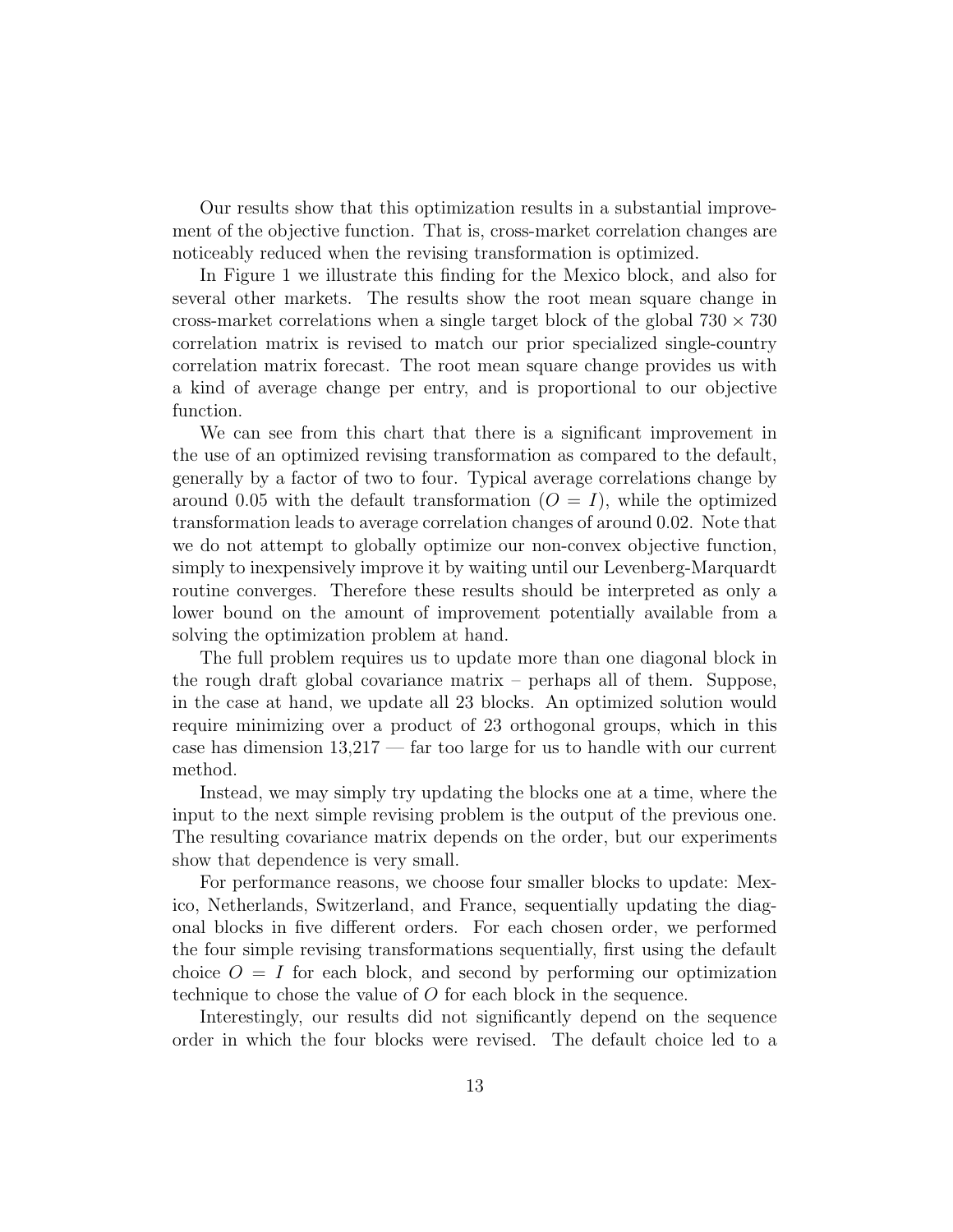Our results show that this optimization results in a substantial improvement of the objective function. That is, cross-market correlation changes are noticeably reduced when the revising transformation is optimized.

In Figure 1 we illustrate this finding for the Mexico block, and also for several other markets. The results show the root mean square change in cross-market correlations when a single target block of the global $730 \times 730$ correlation matrix is revised to match our prior specialized single-country correlation matrix forecast. The root mean square change provides us with a kind of average change per entry, and is proportional to our objective function.

We can see from this chart that there is a significant improvement in the use of an optimized revising transformation as compared to the default, generally by a factor of two to four. Typical average correlations change by around 0.05 with the default transformation ($O = I$), while the optimized transformation leads to average correlation changes of around 0.02. Note that we do not attempt to globally optimize our non-convex objective function, simply to inexpensively improve it by waiting until our Levenberg-Marquardt routine converges. Therefore these results should be interpreted as only a lower bound on the amount of improvement potentially available from a solving the optimization problem at hand.

The full problem requires us to update more than one diagonal block in the rough draft global covariance matrix – perhaps all of them. Suppose, in the case at hand, we update all 23 blocks. An optimized solution would require minimizing over a product of 23 orthogonal groups, which in this case has dimension 13,217 — far too large for us to handle with our current method.

Instead, we may simply try updating the blocks one at a time, where the input to the next simple revising problem is the output of the previous one. The resulting covariance matrix depends on the order, but our experiments show that dependence is very small.

For performance reasons, we choose four smaller blocks to update: Mexico, Netherlands, Switzerland, and France, sequentially updating the diagonal blocks in five different orders. For each chosen order, we performed the four simple revising transformations sequentially, first using the default choice $O = I$ for each block, and second by performing our optimization technique to chose the value of $O$ for each block in the sequence.

Interestingly, our results did not significantly depend on the sequence order in which the four blocks were revised. The default choice led to a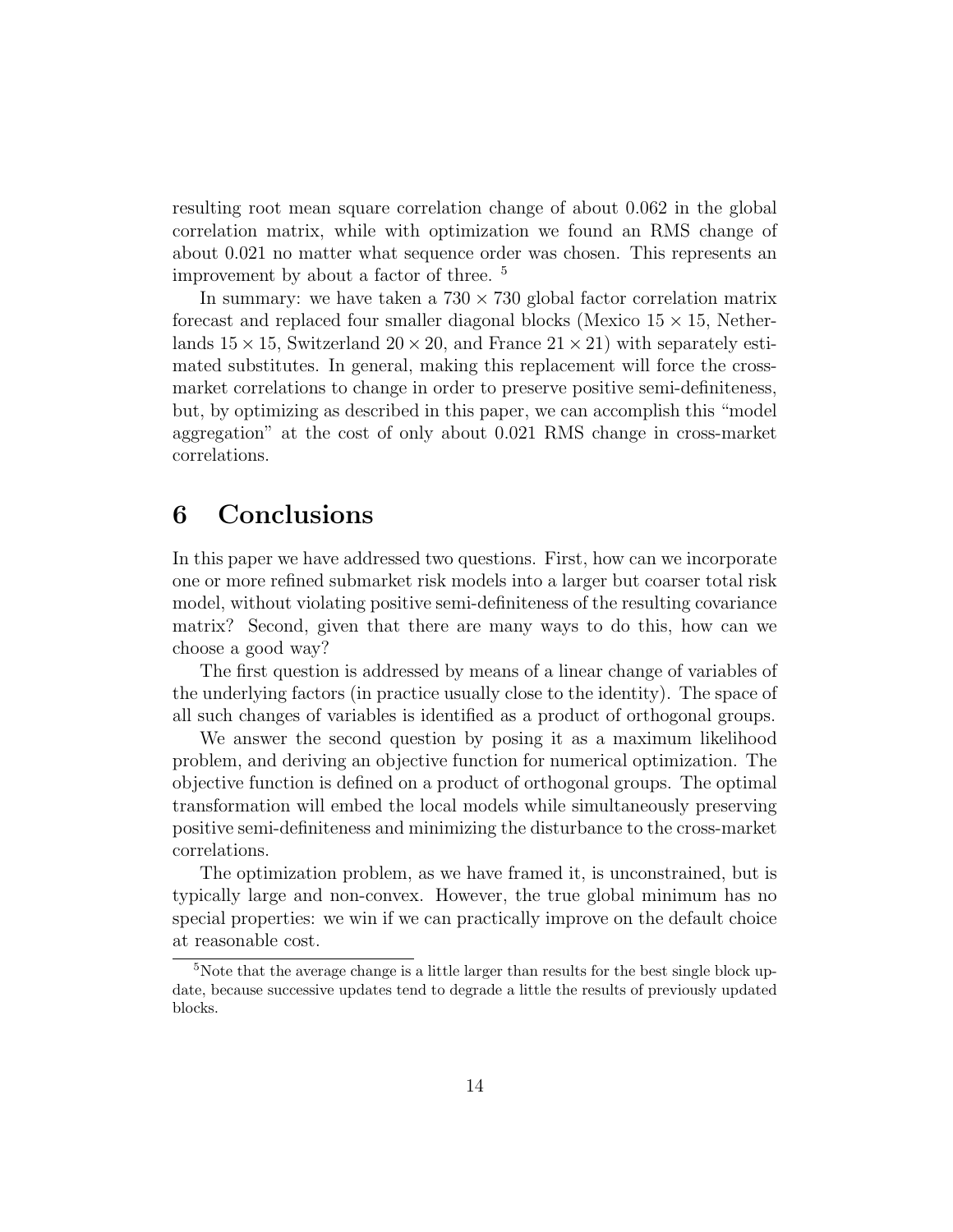resulting root mean square correlation change of about 0.062 in the global correlation matrix, while with optimization we found an RMS change of about 0.021 no matter what sequence order was chosen. This represents an improvement by about a factor of three. [5]

In summary: we have taken a $730 \times 730$ global factor correlation matrix forecast and replaced four smaller diagonal blocks (Mexico $15 \times 15$, Netherlands $15 \times 15$, Switzerland $20 \times 20$, and France $21 \times 21$) with separately estimated substitutes. In general, making this replacement will force the cross-market correlations to change in order to preserve positive semi-definiteness, but, by optimizing as described in this paper, we can accomplish this "model aggregation" at the cost of only about 0.021 RMS change in cross-market correlations.

## 6 Conclusions

In this paper we have addressed two questions. First, how can we incorporate one or more refined submarket risk models into a larger but coarser total risk model, without violating positive semi-definiteness of the resulting covariance matrix? Second, given that there are many ways to do this, how can we choose a good way?

The first question is addressed by means of a linear change of variables of the underlying factors (in practice usually close to the identity). The space of all such changes of variables is identified as a product of orthogonal groups.

We answer the second question by posing it as a maximum likelihood problem, and deriving an objective function for numerical optimization. The objective function is defined on a product of orthogonal groups. The optimal transformation will embed the local models while simultaneously preserving positive semi-definiteness and minimizing the disturbance to the cross-market correlations.

The optimization problem, as we have framed it, is unconstrained, but is typically large and non-convex. However, the true global minimum has no special properties: we win if we can practically improve on the default choice at reasonable cost.

[5] Note that the average change is a little larger than results for the best single block update, because successive updates tend to degrade a little the results of previously updated blocks.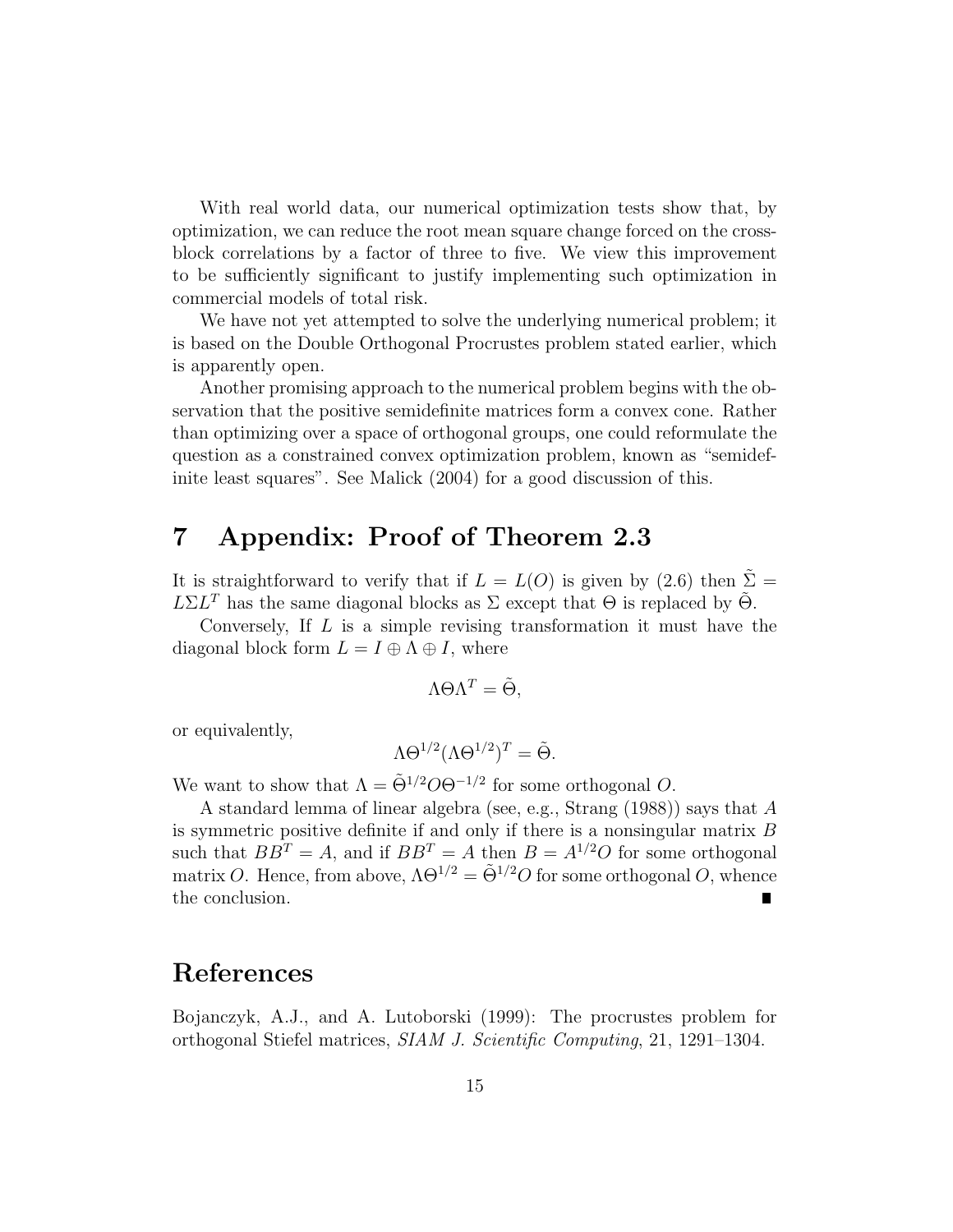With real world data, our numerical optimization tests show that, by optimization, we can reduce the root mean square change forced on the cross-block correlations by a factor of three to five. We view this improvement to be sufficiently significant to justify implementing such optimization in commercial models of total risk.

We have not yet attempted to solve the underlying numerical problem; it is based on the Double Orthogonal Procrustes problem stated earlier, which is apparently open.

Another promising approach to the numerical problem begins with the observation that the positive semidefinite matrices form a convex cone. Rather than optimizing over a space of orthogonal groups, one could reformulate the question as a constrained convex optimization problem, known as "semidefinite least squares". See Malick (2004) for a good discussion of this.

# 7 Appendix: Proof of Theorem 2.3

It is straightforward to verify that if $L = L(O)$ is given by (2.6) then $\tilde{\Sigma} = L\Sigma L^T$ has the same diagonal blocks as $\Sigma$ except that $\Theta$ is replaced by $\tilde{\Theta}$.

Conversely, If $L$ is a simple revising transformation it must have the diagonal block form $L = I \oplus \Lambda \oplus I$, where

$$\Lambda \Theta \Lambda^T = \tilde{\Theta},$$

or equivalently,

$$\Lambda \Theta^{1/2} (\Lambda \Theta^{1/2})^T = \tilde{\Theta}.$$

We want to show that $\Lambda = \tilde{\Theta}^{1/2} O \Theta^{-1/2}$ for some orthogonal $O$.

A standard lemma of linear algebra (see, e.g., Strang (1988)) says that $A$ is symmetric positive definite if and only if there is a nonsingular matrix $B$ such that $BB^T = A$, and if $BB^T = A$ then $B = A^{1/2}O$ for some orthogonal matrix $O$. Hence, from above, $\Lambda \Theta^{1/2} = \tilde{\Theta}^{1/2} O$ for some orthogonal $O$, whence the conclusion. ∎

# References

Bojanczyk, A.J., and A. Lutoborski (1999): The procrustes problem for orthogonal Stiefel matrices, *SIAM J. Scientific Computing*, 21, 1291–1304.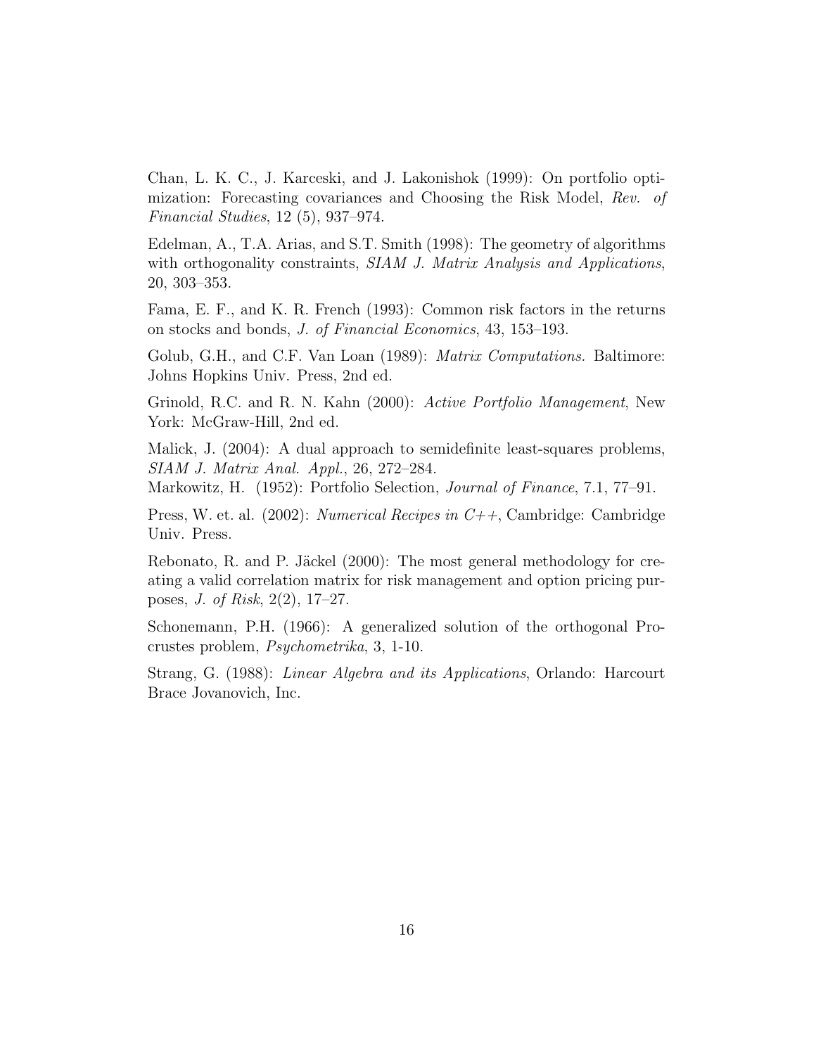Chan, L. K. C., J. Karceski, and J. Lakonishok (1999): On portfolio optimization: Forecasting covariances and Choosing the Risk Model, *Rev. of Financial Studies*, 12 (5), 937–974.

Edelman, A., T.A. Arias, and S.T. Smith (1998): The geometry of algorithms with orthogonality constraints, *SIAM J. Matrix Analysis and Applications*, 20, 303–353.

Fama, E. F., and K. R. French (1993): Common risk factors in the returns on stocks and bonds, *J. of Financial Economics*, 43, 153–193.

Golub, G.H., and C.F. Van Loan (1989): *Matrix Computations.* Baltimore: Johns Hopkins Univ. Press, 2nd ed.

Grinold, R.C. and R. N. Kahn (2000): *Active Portfolio Management*, New York: McGraw-Hill, 2nd ed.

Malick, J. (2004): A dual approach to semidefinite least-squares problems, *SIAM J. Matrix Anal. Appl.*, 26, 272–284.

Markowitz, H. (1952): Portfolio Selection, *Journal of Finance*, 7.1, 77–91.

Press, W. et. al. (2002): *Numerical Recipes in C++*, Cambridge: Cambridge Univ. Press.

Rebonato, R. and P. Jäckel (2000): The most general methodology for creating a valid correlation matrix for risk management and option pricing purposes, *J. of Risk*, 2(2), 17–27.

Schonemann, P.H. (1966): A generalized solution of the orthogonal Procrustes problem, *Psychometrika*, 3, 1-10.

Strang, G. (1988): *Linear Algebra and its Applications*, Orlando: Harcourt Brace Jovanovich, Inc.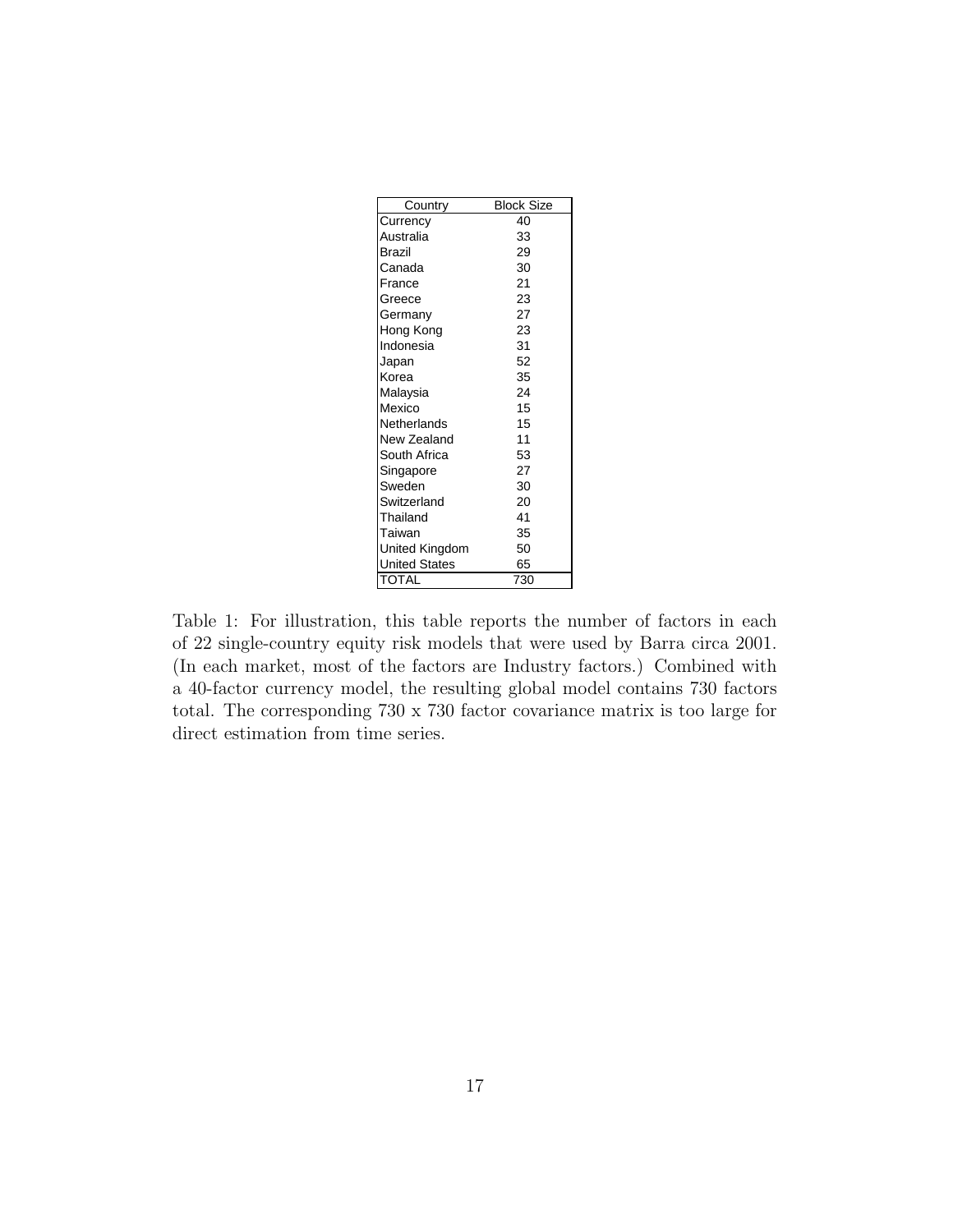| Country | Block Size |
|---|---|
| Currency | 40 |
| Australia | 33 |
| Brazil | 29 |
| Canada | 30 |
| France | 21 |
| Greece | 23 |
| Germany | 27 |
| Hong Kong | 23 |
| Indonesia | 31 |
| Japan | 52 |
| Korea | 35 |
| Malaysia | 24 |
| Mexico | 15 |
| Netherlands | 15 |
| New Zealand | 11 |
| South Africa | 53 |
| Singapore | 27 |
| Sweden | 30 |
| Switzerland | 20 |
| Thailand | 41 |
| Taiwan | 35 |
| United Kingdom | 50 |
| United States | 65 |
| TOTAL | 730 |

Table 1: For illustration, this table reports the number of factors in each of 22 single-country equity risk models that were used by Barra circa 2001. (In each market, most of the factors are Industry factors.) Combined with a 40-factor currency model, the resulting global model contains 730 factors total. The corresponding 730 x 730 factor covariance matrix is too large for direct estimation from time series.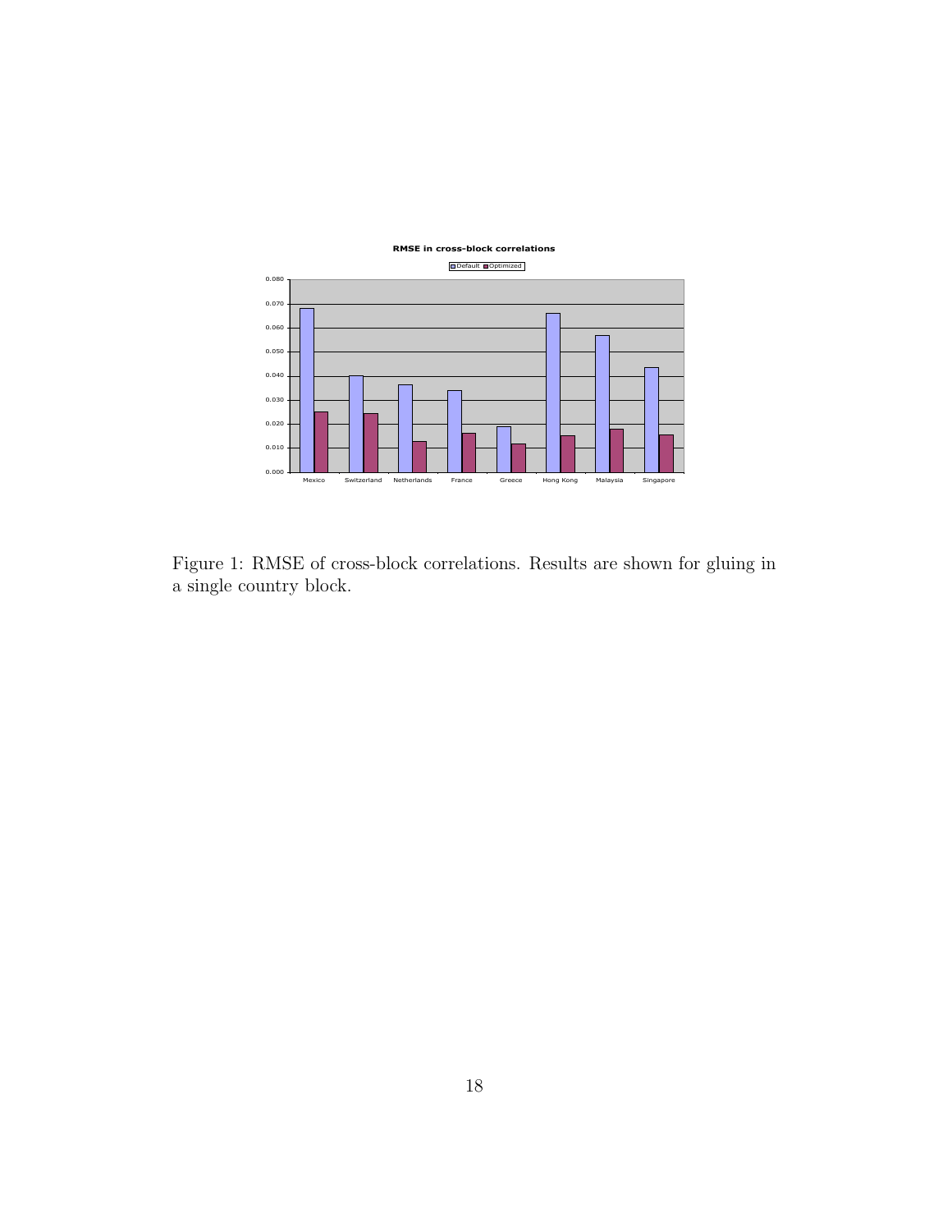RMSE in cross-block correlations

Default Optimized

0.080
0.070
0.060
0.050
0.040
0.030
0.020
0.010
0.000

Mexico Switzerland Netherlands France Greece Hong Kong Malaysia Singapore

Figure 1: RMSE of cross-block correlations. Results are shown for gluing in a single country block.